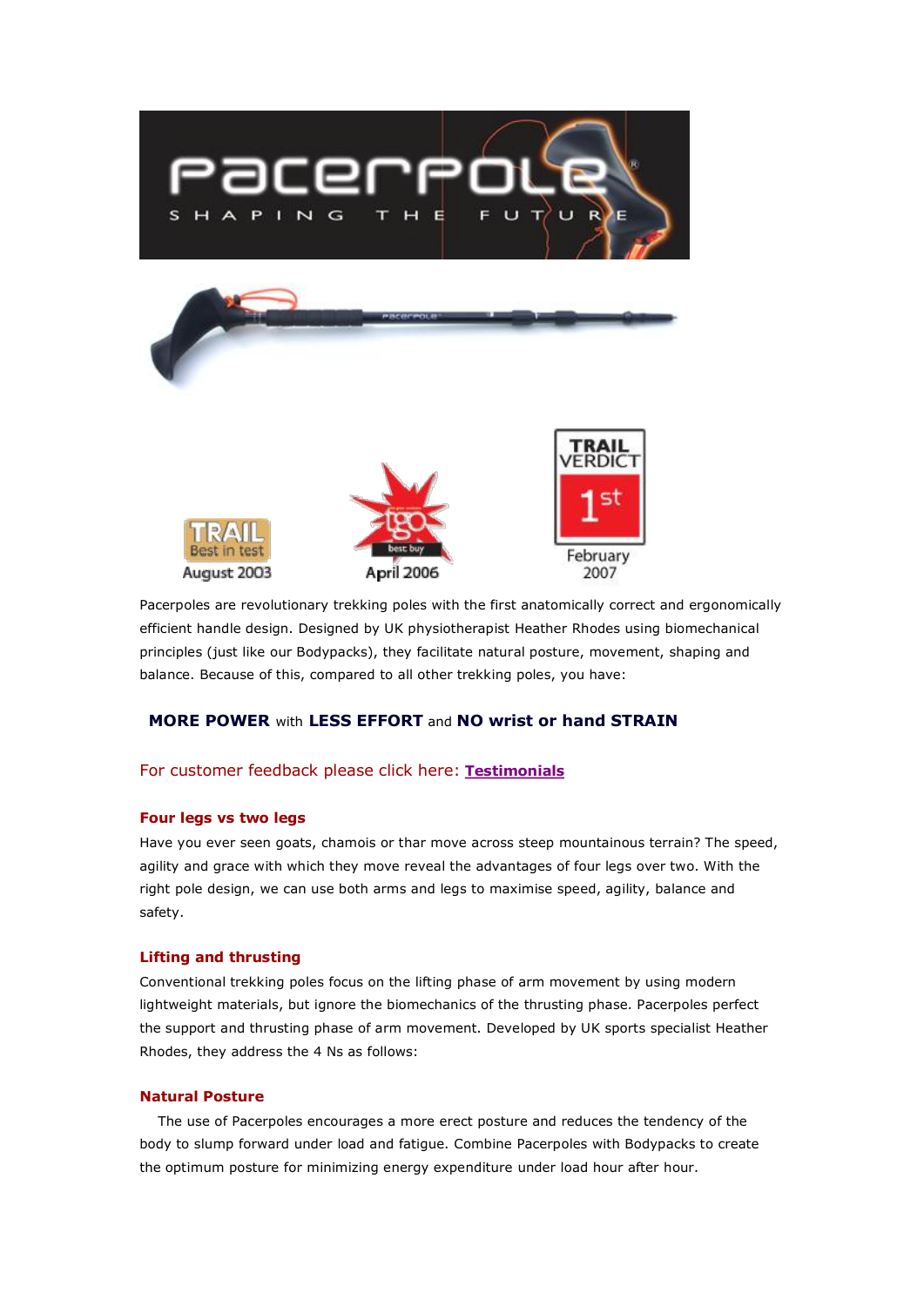Pacerpoles are revolutionary trekking poles with the first anatomically correct and ergonomically efficient handle design. Designed by UK physiotherapist Heather Rhodes using biomechanical principles (just like our Bodypacks), they facilitate natural posture, movement, shaping and balance. Because of this, compared to all other trekking poles, you have:

**MORE POWER** with **LESS EFFORT** and **NO wrist or hand STRAIN**

For customer feedback please click here: **Testimonials**

#### Four legs vs two legs

Have you ever seen goats, chamois or thar move across steep mountainous terrain? The speed, agility and grace with which they move reveal the advantages of four legs over two. With the right pole design, we can use both arms and legs to maximise speed, agility, balance and safety.

#### Lifting and thrusting

Conventional trekking poles focus on the lifting phase of arm movement by using modern lightweight materials, but ignore the biomechanics of the thrusting phase. Pacerpoles perfect the support and thrusting phase of arm movement. Developed by UK sports specialist Heather Rhodes, they address the 4 Ns as follows:

#### Natural Posture

The use of Pacerpoles encourages a more erect posture and reduces the tendency of the body to slump forward under load and fatigue. Combine Pacerpoles with Bodypacks to create the optimum posture for minimizing energy expenditure under load hour after hour.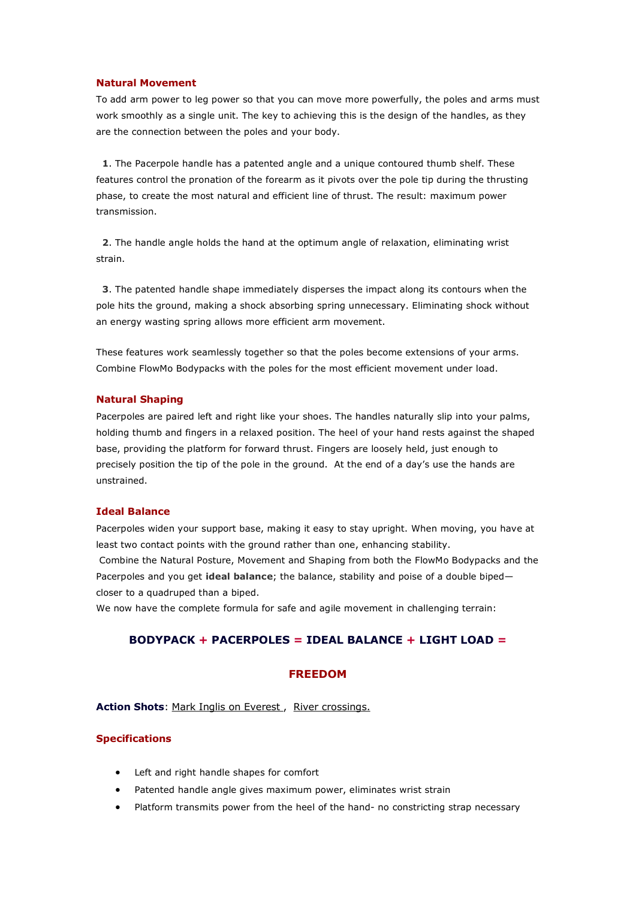## Natural Movement

To add arm power to leg power so that you can move more powerfully, the poles and arms must work smoothly as a single unit. The key to achieving this is the design of the handles, as they are the connection between the poles and your body.

**1**. The Pacerpole handle has a patented angle and a unique contoured thumb shelf. These features control the pronation of the forearm as it pivots over the pole tip during the thrusting phase, to create the most natural and efficient line of thrust. The result: maximum power transmission.

**2**. The handle angle holds the hand at the optimum angle of relaxation, eliminating wrist strain.

**3**. The patented handle shape immediately disperses the impact along its contours when the pole hits the ground, making a shock absorbing spring unnecessary. Eliminating shock without an energy wasting spring allows more efficient arm movement.

These features work seamlessly together so that the poles become extensions of your arms. Combine FlowMo Bodypacks with the poles for the most efficient movement under load.

## Natural Shaping

Pacerpoles are paired left and right like your shoes. The handles naturally slip into your palms, holding thumb and fingers in a relaxed position. The heel of your hand rests against the shaped base, providing the platform for forward thrust. Fingers are loosely held, just enough to precisely position the tip of the pole in the ground. At the end of a day's use the hands are unstrained.

## Ideal Balance

Pacerpoles widen your support base, making it easy to stay upright. When moving, you have at least two contact points with the ground rather than one, enhancing stability.

Combine the Natural Posture, Movement and Shaping from both the FlowMo Bodypacks and the Pacerpoles and you get **ideal balance**; the balance, stability and poise of a double biped—closer to a quadruped than a biped.

We now have the complete formula for safe and agile movement in challenging terrain:

**BODYPACK + PACERPOLES = IDEAL BALANCE + LIGHT LOAD =**

**FREEDOM**

**Action Shots**: Mark Inglis on Everest , River crossings.

## Specifications

- Left and right handle shapes for comfort
- Patented handle angle gives maximum power, eliminates wrist strain
- Platform transmits power from the heel of the hand- no constricting strap necessary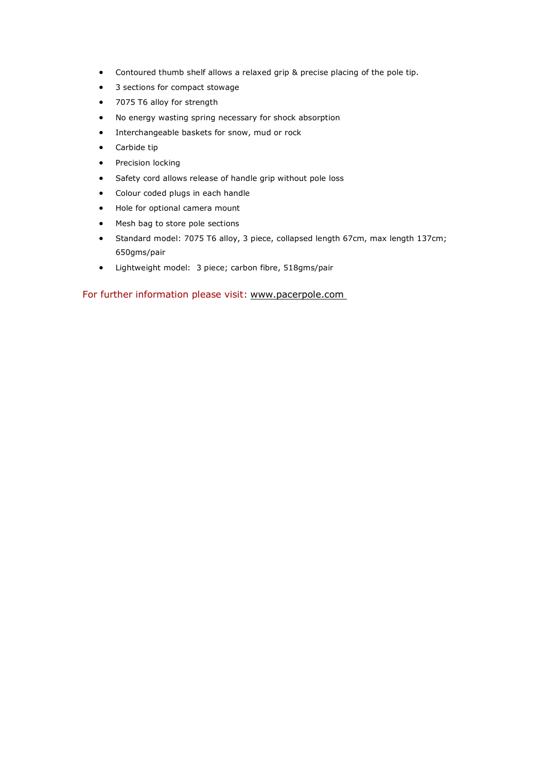- Contoured thumb shelf allows a relaxed grip & precise placing of the pole tip.
- 3 sections for compact stowage
- 7075 T6 alloy for strength
- No energy wasting spring necessary for shock absorption
- Interchangeable baskets for snow, mud or rock
- Carbide tip
- Precision locking
- Safety cord allows release of handle grip without pole loss
- Colour coded plugs in each handle
- Hole for optional camera mount
- Mesh bag to store pole sections
- Standard model: 7075 T6 alloy, 3 piece, collapsed length 67cm, max length 137cm; 650gms/pair
- Lightweight model: 3 piece; carbon fibre, 518gms/pair

For further information please visit: www.pacerpole.com